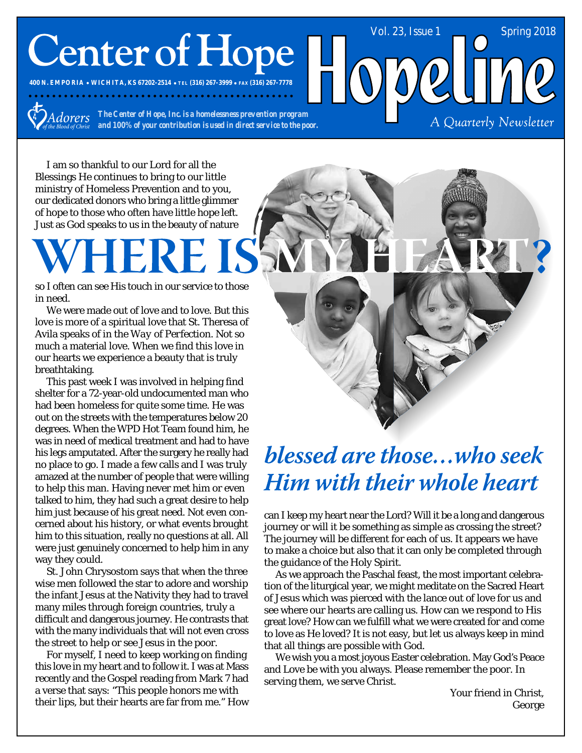# Center of Hope

**400 N. EMPORIA • WICHITA, KS 67202-2514 • TEL (316) 267-3999 • FAX (316) 267-7778**

Adorers of the Blood of Christ

***The Center of Hope, Inc. is a homelessness prevention program and 100% of your contribution is used in direct service to the poor.***

# Hopeline

Vol. 23, Issue 1 — Spring 2018

*A Quarterly Newsletter*

## WHERE IS MY HEART?

I am so thankful to our Lord for all the Blessings He continues to bring to our little ministry of Homeless Prevention and to you, our dedicated donors who bring a little glimmer of hope to those who often have little hope left. Just as God speaks to us in the beauty of nature so I often can see His touch in our service to those in need.

We were made out of love and to love. But this love is more of a spiritual love that St. Theresa of Avila speaks of in the *Way of Perfection*. Not so much a material love. When we find this love in our hearts we experience a beauty that is truly breathtaking.

This past week I was involved in helping find shelter for a 72-year-old undocumented man who had been homeless for quite some time. He was out on the streets with the temperatures below 20 degrees. When the WPD Hot Team found him, he was in need of medical treatment and had to have his legs amputated. After the surgery he really had no place to go. I made a few calls and I was truly amazed at the number of people that were willing to help this man. Having never met him or even talked to him, they had such a great desire to help him just because of his great need. Not even concerned about his history, or what events brought him to this situation, really no questions at all. All were just genuinely concerned to help him in any way they could.

St. John Chrysostom says that when the three wise men followed the star to adore and worship the infant Jesus at the Nativity they had to travel many miles through foreign countries, truly a difficult and dangerous journey. He contrasts that with the many individuals that will not even cross the street to help or see Jesus in the poor.

For myself, I need to keep working on finding this love in my heart and to follow it. I was at Mass recently and the Gospel reading from Mark 7 had a verse that says: "This people honors me with their lips, but their hearts are far from me." How can I keep my heart near the Lord? Will it be a long and dangerous journey or will it be something as simple as crossing the street? The journey will be different for each of us. It appears we have to make a choice but also that it can only be completed through the guidance of the Holy Spirit.

## *blessed are those…who seek Him with their whole heart*

As we approach the Paschal feast, the most important celebration of the liturgical year, we might meditate on the Sacred Heart of Jesus which was pierced with the lance out of love for us and see where our hearts are calling us. How can we respond to His great love? How can we fulfill what we were created for and come to love as He loved? It is not easy, but let us always keep in mind that all things are possible with God.

We wish you a most joyous Easter celebration. May God's Peace and Love be with you always. Please remember the poor. In serving them, we serve Christ.

Your friend in Christ,
George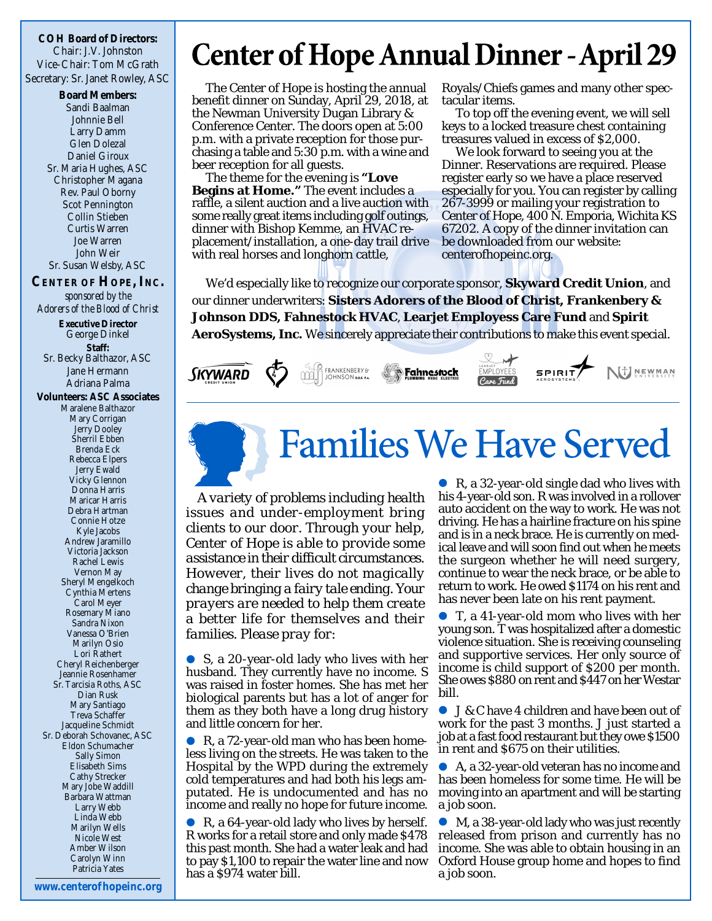**COH Board of Directors:**
Chair: J.V. Johnston
Vice-Chair: Tom McGrath
Secretary: Sr. Janet Rowley, ASC

**Board Members:**
Sandi Baalman
Johnnie Bell
Larry Damm
Glen Dolezal
Daniel Giroux
Sr. Maria Hughes, ASC
Christopher Magana
Rev. Paul Oborny
Scot Pennington
Collin Stieben
Curtis Warren
Joe Warren
John Weir
Sr. Susan Welsby, ASC

**CENTER OF HOPE, INC.**
*sponsored by the Adorers of the Blood of Christ*

**Executive Director**
George Dinkel

**Staff:**
Sr. Becky Balthazor, ASC
Jane Hermann
Adriana Palma

**Volunteers: ASC Associates**
Maralene Balthazor
Mary Corrigan
Jerry Dooley
Sherril Ebben
Brenda Eck
Rebecca Elpers
Jerry Ewald
Vicky Glennon
Donna Harris
Maricar Harris
Debra Hartman
Connie Hotze
Kyle Jacobs
Andrew Jaramillo
Victoria Jackson
Rachel Lewis
Vernon May
Sheryl Mengelkoch
Cynthia Mertens
Carol Meyer
Rosemary Miano
Sandra Nixon
Vanessa O'Brien
Marilyn Osio
Lori Rathert
Cheryl Reichenberger
Jeannie Rosenhamer
Sr. Tarcisia Roths, ASC
Dian Rusk
Mary Santiago
Treva Schaffer
Jacqueline Schmidt
Sr. Deborah Schovanec, ASC
Eldon Schumacher
Sally Simon
Elisabeth Sims
Cathy Strecker
Mary Jobe Waddill
Barbara Wattman
Larry Webb
Linda Webb
Marilyn Wells
Nicole West
Amber Wilson
Carolyn Winn
Patricia Yates

www.centerofhopeinc.org

# Center of Hope Annual Dinner - April 29

The Center of Hope is hosting the annual benefit dinner on Sunday, April 29, 2018, at the Newman University Dugan Library & Conference Center. The doors open at 5:00 p.m. with a private reception for those purchasing a table and 5:30 p.m. with a wine and beer reception for all guests.

The theme for the evening is **"Love Begins at Home."** The event includes a raffle, a silent auction and a live auction with some really great items including golf outings, dinner with Bishop Kemme, an HVAC replacement/installation, a one-day trail drive with real horses and longhorn cattle, Royals/Chiefs games and many other spectacular items.

To top off the evening event, we will sell keys to a locked treasure chest containing treasures valued in excess of $2,000.

We look forward to seeing you at the Dinner. Reservations are required. Please register early so we have a place reserved especially for you. You can register by calling 267-3999 or mailing your registration to Center of Hope, 400 N. Emporia, Wichita KS 67202. A copy of the dinner invitation can be downloaded from our website: centerofhopeinc.org.

We'd especially like to recognize our corporate sponsor, **Skyward Credit Union**, and our dinner underwriters: **Sisters Adorers of the Blood of Christ, Frankenbery & Johnson DDS, Fahnestock HVAC**, **Learjet Employess Care Fund** and **Spirit AeroSystems, Inc.** We sincerely appreciate their contributions to make this event special.

# Families We Have Served

*A variety of problems including health issues and under-employment bring clients to our door. Through your help, Center of Hope is able to provide some assistance in their difficult circumstances. However, their lives do not magically change bringing a fairy tale ending. Your prayers are needed to help them create a better life for themselves and their families. Please pray for:*

- S, a 20-year-old lady who lives with her husband. They currently have no income. S was raised in foster homes. She has met her biological parents but has a lot of anger for them as they both have a long drug history and little concern for her.
- R, a 72-year-old man who has been homeless living on the streets. He was taken to the Hospital by the WPD during the extremely cold temperatures and had both his legs amputated. He is undocumented and has no income and really no hope for future income.
- R, a 64-year-old lady who lives by herself. R works for a retail store and only made $478 this past month. She had a water leak and had to pay $1,100 to repair the water line and now has a $974 water bill.
- R, a 32-year-old single dad who lives with his 4-year-old son. R was involved in a rollover auto accident on the way to work. He was not driving. He has a hairline fracture on his spine and is in a neck brace. He is currently on medical leave and will soon find out when he meets the surgeon whether he will need surgery, continue to wear the neck brace, or be able to return to work. He owed $1174 on his rent and has never been late on his rent payment.
- T, a 41-year-old mom who lives with her young son. T was hospitalized after a domestic violence situation. She is receiving counseling and supportive services. Her only source of income is child support of $200 per month. She owes $880 on rent and $447 on her Westar bill.
- J & C have 4 children and have been out of work for the past 3 months. J just started a job at a fast food restaurant but they owe $1500 in rent and $675 on their utilities.
- A, a 32-year-old veteran has no income and has been homeless for some time. He will be moving into an apartment and will be starting a job soon.
- M, a 38-year-old lady who was just recently released from prison and currently has no income. She was able to obtain housing in an Oxford House group home and hopes to find a job soon.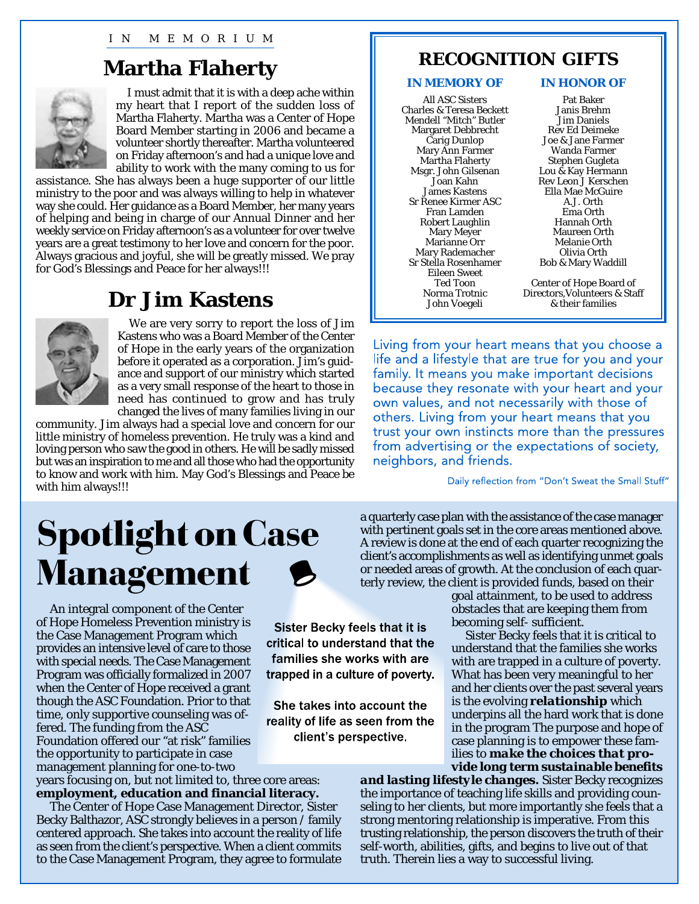IN MEMORIUM

## Martha Flaherty

I must admit that it is with a deep ache within my heart that I report of the sudden loss of Martha Flaherty. Martha was a Center of Hope Board Member starting in 2006 and became a volunteer shortly thereafter. Martha volunteered on Friday afternoon's and had a unique love and ability to work with the many coming to us for assistance. She has always been a huge supporter of our little ministry to the poor and was always willing to help in whatever way she could. Her guidance as a Board Member, her many years of helping and being in charge of our Annual Dinner and her weekly service on Friday afternoon's as a volunteer for over twelve years are a great testimony to her love and concern for the poor. Always gracious and joyful, she will be greatly missed. We pray for God's Blessings and Peace for her always!!!

## Dr Jim Kastens

We are very sorry to report the loss of Jim Kastens who was a Board Member of the Center of Hope in the early years of the organization before it operated as a corporation. Jim's guidance and support of our ministry which started as a very small response of the heart to those in need has continued to grow and has truly changed the lives of many families living in our community. Jim always had a special love and concern for our little ministry of homeless prevention. He truly was a kind and loving person who saw the good in others. He will be sadly missed but was an inspiration to me and all those who had the opportunity to know and work with him. May God's Blessings and Peace be with him always!!!

## RECOGNITION GIFTS

| IN MEMORY OF | IN HONOR OF |
|---|---|
| All ASC Sisters | Pat Baker |
| Charles & Teresa Beckett | Janis Brehm |
| Mendell "Mitch" Butler | Jim Daniels |
| Margaret Debbrecht | Rev Ed Deimeke |
| Carig Dunlop | Joe & Jane Farmer |
| Mary Ann Farmer | Wanda Farmer |
| Martha Flaherty | Stephen Gugleta |
| Msgr. John Gilsenan | Lou & Kay Hermann |
| Joan Kahn | Rev Leon J Kerschen |
| James Kastens | Ella Mae McGuire |
| Sr Renee Kirmer ASC | A.J. Orth |
| Fran Lamden | Ema Orth |
| Robert Laughlin | Hannah Orth |
| Mary Meyer | Maureen Orth |
| Marianne Orr | Melanie Orth |
| Mary Rademacher | Olivia Orth |
| Sr Stella Rosenhamer | Bob & Mary Waddill |
| Eileen Sweet | |
| Ted Toon | Center of Hope Board of Directors, Volunteers & Staff & their families |
| Norma Trotnic | |
| John Voegeli | |

Living from your heart means that you choose a life and a lifestyle that are true for you and your family. It means you make important decisions because they resonate with your heart and your own values, and not necessarily with those of others. Living from your heart means that you trust your own instincts more than the pressures from advertising or the expectations of society, neighbors, and friends.

Daily reflection from "Don't Sweat the Small Stuff"

# Spotlight on Case Management

An integral component of the Center of Hope Homeless Prevention ministry is the Case Management Program which provides an intensive level of care to those with special needs. The Case Management Program was officially formalized in 2007 when the Center of Hope received a grant though the ASC Foundation. Prior to that time, only supportive counseling was offered. The funding from the ASC Foundation offered our "at risk" families the opportunity to participate in case management planning for one-to-two years focusing on, but not limited to, three core areas: **employment, education and financial literacy.**

The Center of Hope Case Management Director, Sister Becky Balthazor, ASC strongly believes in a person / family centered approach. She takes into account the reality of life as seen from the client's perspective. When a client commits to the Case Management Program, they agree to formulate a quarterly case plan with the assistance of the case manager with pertinent goals set in the core areas mentioned above. A review is done at the end of each quarter recognizing the client's accomplishments as well as identifying unmet goals or needed areas of growth. At the conclusion of each quarterly review, the client is provided funds, based on their goal attainment, to be used to address obstacles that are keeping them from becoming self- sufficient.

> Sister Becky feels that it is critical to understand that the families she works with are trapped in a culture of poverty.
>
> She takes into account the reality of life as seen from the client's perspective.

Sister Becky feels that it is critical to understand that the families she works with are trapped in a culture of poverty. What has been very meaningful to her and her clients over the past several years is the evolving ***relationship*** which underpins all the hard work that is done in the program The purpose and hope of case planning is to empower these families to ***make the choices that provide long term sustainable benefits and lasting lifestyle changes.*** Sister Becky recognizes the importance of teaching life skills and providing counseling to her clients, but more importantly she feels that a strong mentoring relationship is imperative. From this trusting relationship, the person discovers the truth of their self-worth, abilities, gifts, and begins to live out of that truth. Therein lies a way to successful living.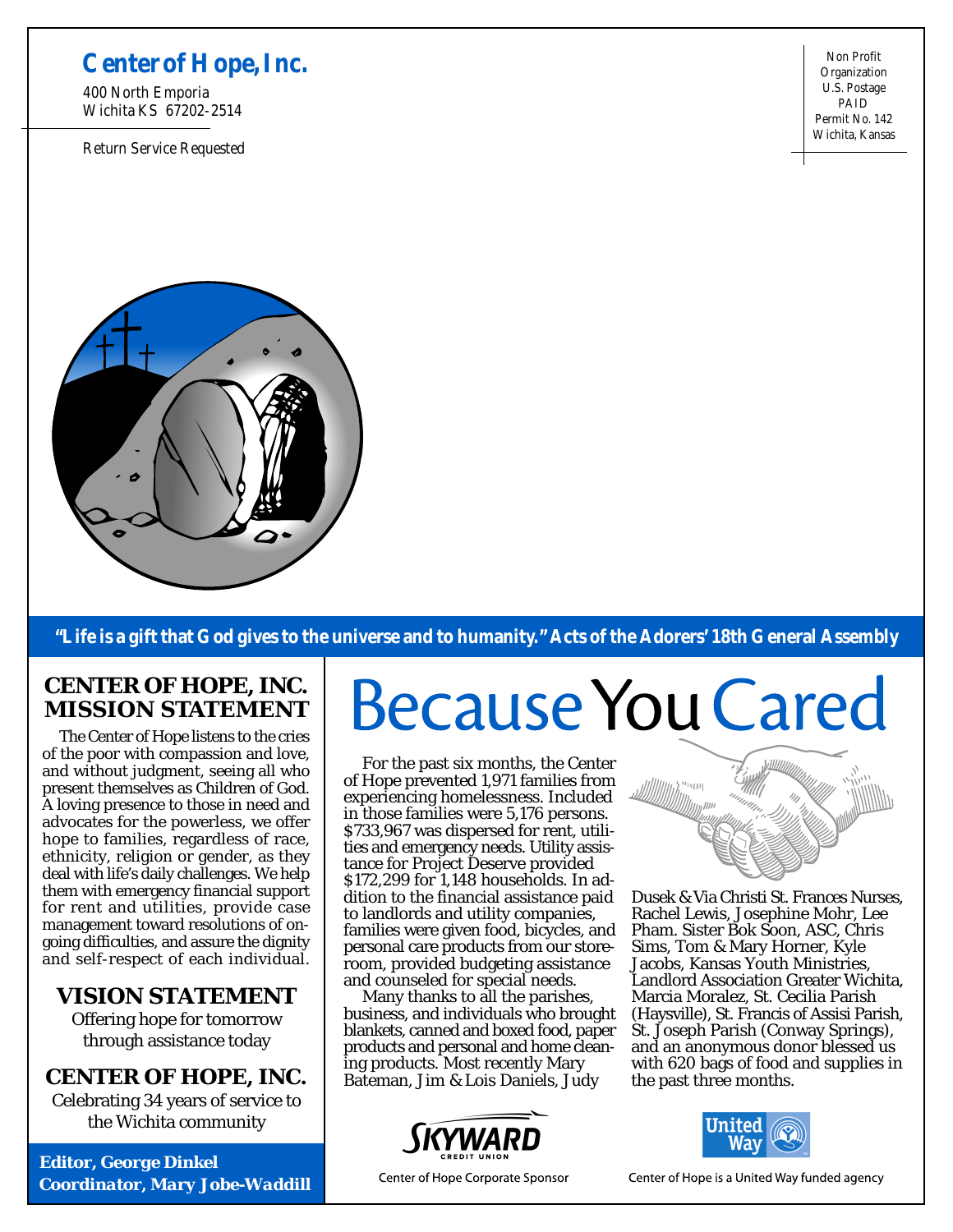**Center of Hope, Inc.**

400 North Emporia
Wichita KS 67202-2514

Return Service Requested

Non Profit
Organization
U.S. Postage
PAID
Permit No. 142
Wichita, Kansas

**"Life is a gift that God gives to the universe and to humanity." Acts of the Adorers' 18th General Assembly**

## CENTER OF HOPE, INC. MISSION STATEMENT

The Center of Hope listens to the cries of the poor with compassion and love, and without judgment, seeing all who present themselves as Children of God. A loving presence to those in need and advocates for the powerless, we offer hope to families, regardless of race, ethnicity, religion or gender, as they deal with life's daily challenges. We help them with emergency financial support for rent and utilities, provide case management toward resolutions of ongoing difficulties, and assure the dignity and self-respect of each individual.

## VISION STATEMENT

Offering hope for tomorrow through assistance today

## CENTER OF HOPE, INC.

Celebrating 34 years of service to the Wichita community

**Editor, George Dinkel**
**Coordinator, Mary Jobe-Waddill**

# Because You Cared

For the past six months, the Center of Hope prevented 1,971 families from experiencing homelessness. Included in those families were 5,176 persons. $733,967 was dispersed for rent, utilities and emergency needs. Utility assistance for Project Deserve provided $172,299 for 1,148 households. In addition to the financial assistance paid to landlords and utility companies, families were given food, bicycles, and personal care products from our storeroom, provided budgeting assistance and counseled for special needs.

Many thanks to all the parishes, business, and individuals who brought blankets, canned and boxed food, paper products and personal and home cleaning products. Most recently Mary Bateman, Jim & Lois Daniels, Judy Dusek & Via Christi St. Frances Nurses, Rachel Lewis, Josephine Mohr, Lee Pham. Sister Bok Soon, ASC, Chris Sims, Tom & Mary Horner, Kyle Jacobs, Kansas Youth Ministries, Landlord Association Greater Wichita, Marcia Moralez, St. Cecilia Parish (Haysville), St. Francis of Assisi Parish, St. Joseph Parish (Conway Springs), and an anonymous donor blessed us with 620 bags of food and supplies in the past three months.

SKYWARD CREDIT UNION
Center of Hope Corporate Sponsor

United Way
Center of Hope is a United Way funded agency